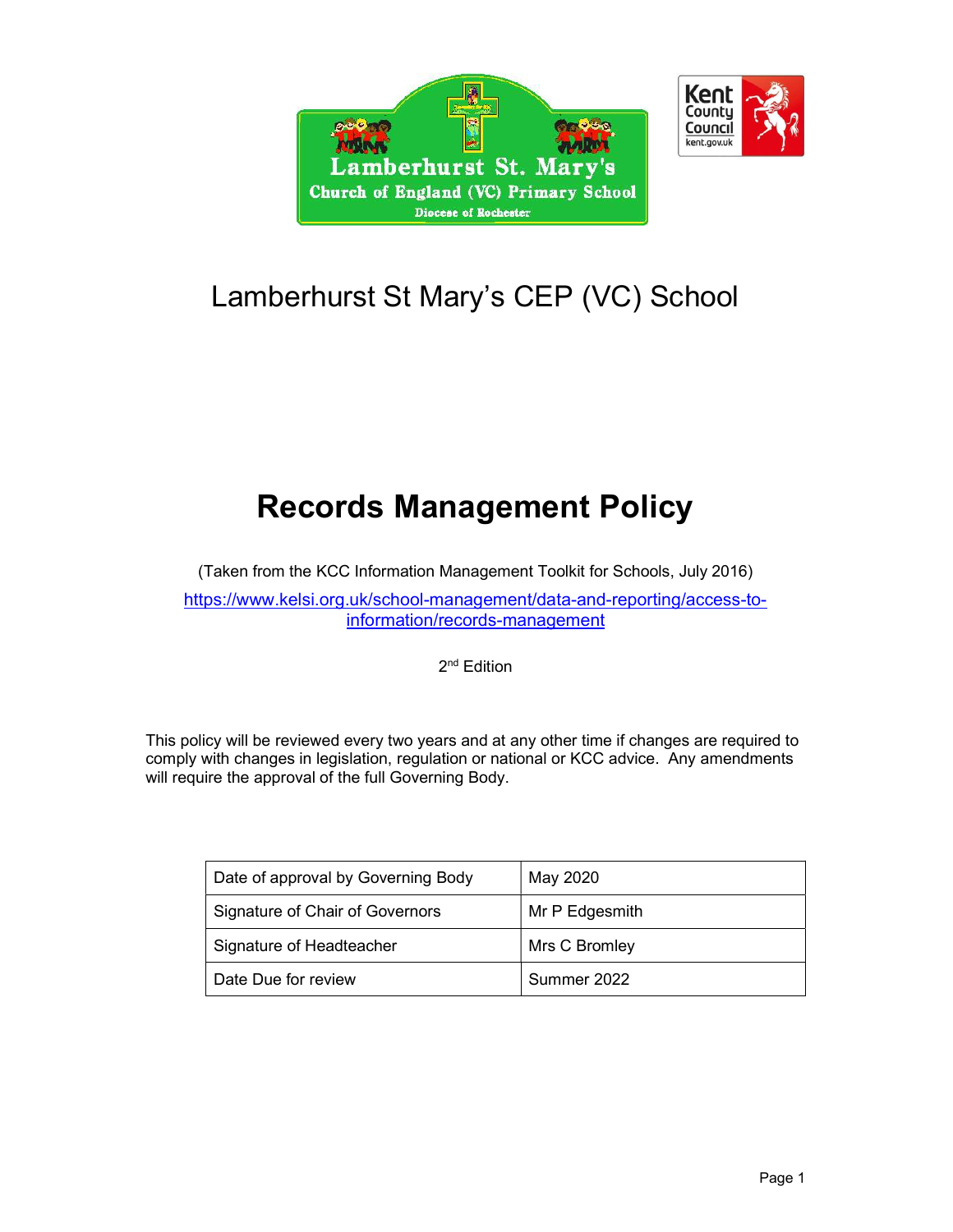# Lamberhurst St Mary's CEP (VC) School

# Records Management Policy

(Taken from the KCC Information Management Toolkit for Schools, July 2016)

https://www.kelsi.org.uk/school-management/data-and-reporting/access-to-information/records-management

2nd Edition

This policy will be reviewed every two years and at any other time if changes are required to comply with changes in legislation, regulation or national or KCC advice. Any amendments will require the approval of the full Governing Body.

| Date of approval by Governing Body | May 2020 |
|---|---|
| Signature of Chair of Governors | Mr P Edgesmith |
| Signature of Headteacher | Mrs C Bromley |
| Date Due for review | Summer 2022 |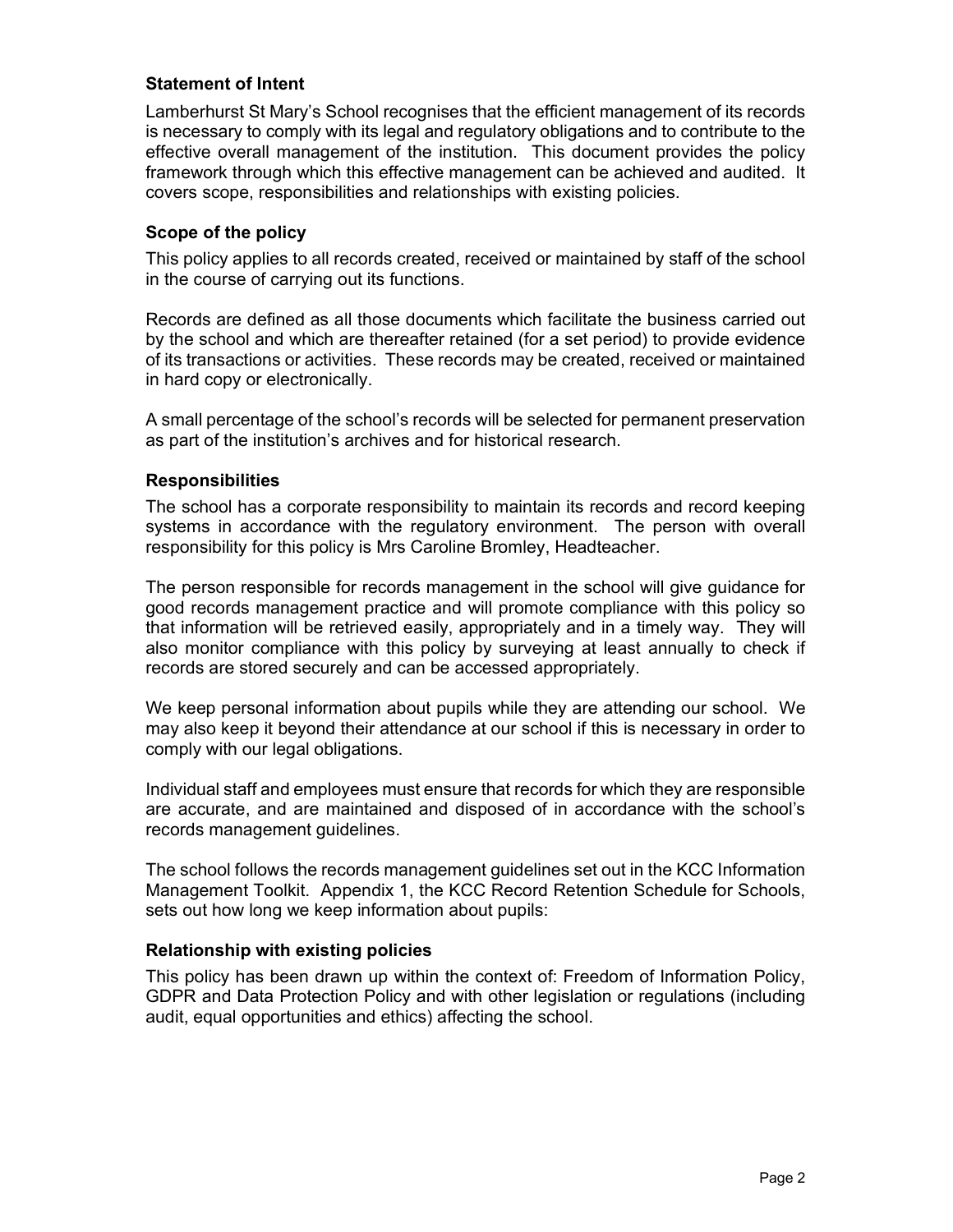## Statement of Intent

Lamberhurst St Mary's School recognises that the efficient management of its records is necessary to comply with its legal and regulatory obligations and to contribute to the effective overall management of the institution. This document provides the policy framework through which this effective management can be achieved and audited. It covers scope, responsibilities and relationships with existing policies.

## Scope of the policy

This policy applies to all records created, received or maintained by staff of the school in the course of carrying out its functions.

Records are defined as all those documents which facilitate the business carried out by the school and which are thereafter retained (for a set period) to provide evidence of its transactions or activities. These records may be created, received or maintained in hard copy or electronically.

A small percentage of the school's records will be selected for permanent preservation as part of the institution's archives and for historical research.

## Responsibilities

The school has a corporate responsibility to maintain its records and record keeping systems in accordance with the regulatory environment. The person with overall responsibility for this policy is Mrs Caroline Bromley, Headteacher.

The person responsible for records management in the school will give guidance for good records management practice and will promote compliance with this policy so that information will be retrieved easily, appropriately and in a timely way. They will also monitor compliance with this policy by surveying at least annually to check if records are stored securely and can be accessed appropriately.

We keep personal information about pupils while they are attending our school. We may also keep it beyond their attendance at our school if this is necessary in order to comply with our legal obligations.

Individual staff and employees must ensure that records for which they are responsible are accurate, and are maintained and disposed of in accordance with the school's records management guidelines.

The school follows the records management guidelines set out in the KCC Information Management Toolkit. Appendix 1, the KCC Record Retention Schedule for Schools, sets out how long we keep information about pupils:

## Relationship with existing policies

This policy has been drawn up within the context of: Freedom of Information Policy, GDPR and Data Protection Policy and with other legislation or regulations (including audit, equal opportunities and ethics) affecting the school.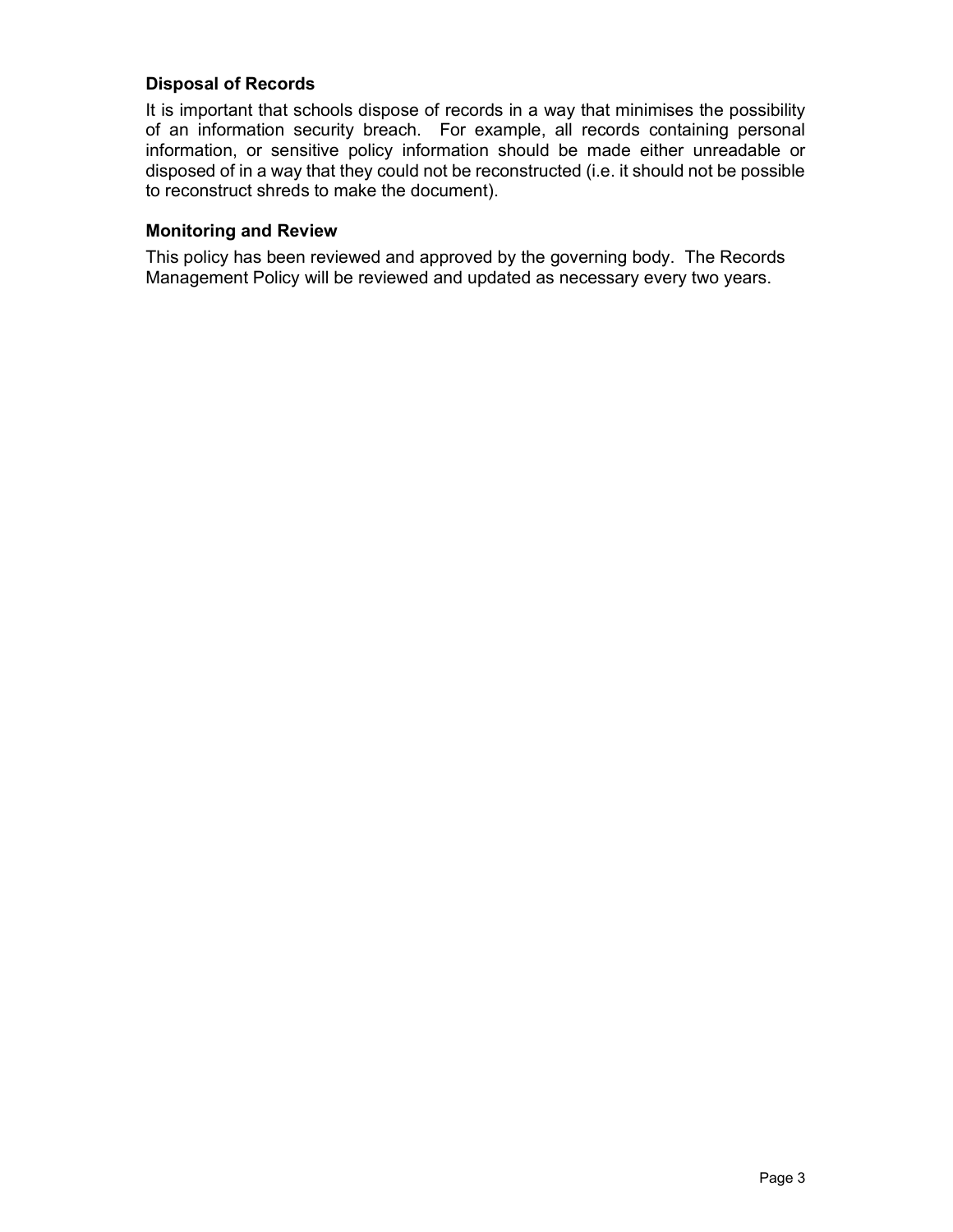### Disposal of Records

It is important that schools dispose of records in a way that minimises the possibility of an information security breach. For example, all records containing personal information, or sensitive policy information should be made either unreadable or disposed of in a way that they could not be reconstructed (i.e. it should not be possible to reconstruct shreds to make the document).

### Monitoring and Review

This policy has been reviewed and approved by the governing body. The Records Management Policy will be reviewed and updated as necessary every two years.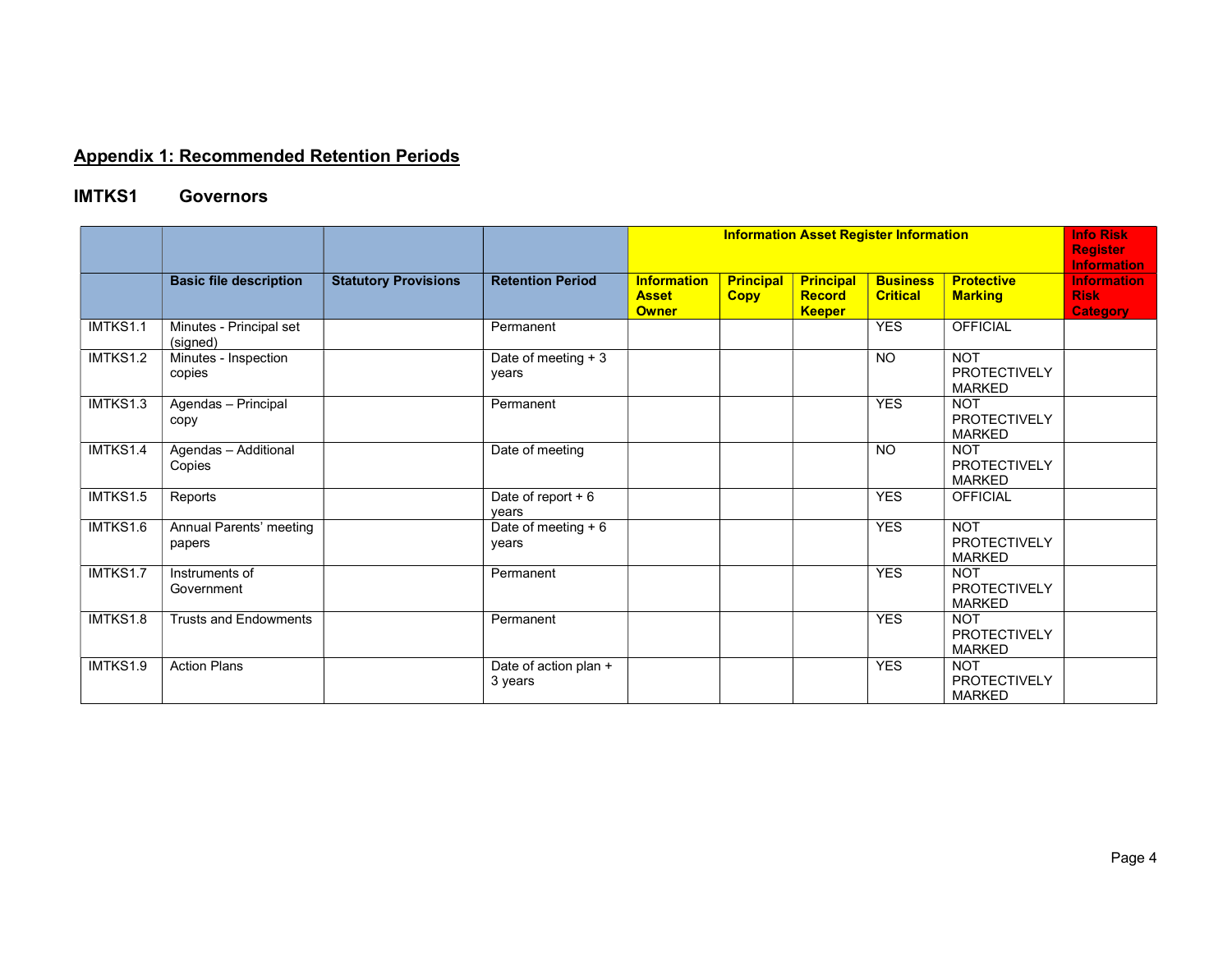## Appendix 1: Recommended Retention Periods

### IMTKS1 Governors

| | | | | Information Asset Register Information | | | | | Info Risk Register Information |
|---|---|---|---|---|---|---|---|---|---|
| | **Basic file description** | **Statutory Provisions** | **Retention Period** | **Information Asset Owner** | **Principal Copy** | **Principal Record Keeper** | **Business Critical** | **Protective Marking** | **Information Risk Category** |
| IMTKS1.1 | Minutes - Principal set (signed) | | Permanent | | | | YES | OFFICIAL | |
| IMTKS1.2 | Minutes - Inspection copies | | Date of meeting + 3 years | | | | NO | NOT PROTECTIVELY MARKED | |
| IMTKS1.3 | Agendas – Principal copy | | Permanent | | | | YES | NOT PROTECTIVELY MARKED | |
| IMTKS1.4 | Agendas – Additional Copies | | Date of meeting | | | | NO | NOT PROTECTIVELY MARKED | |
| IMTKS1.5 | Reports | | Date of report + 6 years | | | | YES | OFFICIAL | |
| IMTKS1.6 | Annual Parents' meeting papers | | Date of meeting + 6 years | | | | YES | NOT PROTECTIVELY MARKED | |
| IMTKS1.7 | Instruments of Government | | Permanent | | | | YES | NOT PROTECTIVELY MARKED | |
| IMTKS1.8 | Trusts and Endowments | | Permanent | | | | YES | NOT PROTECTIVELY MARKED | |
| IMTKS1.9 | Action Plans | | Date of action plan + 3 years | | | | YES | NOT PROTECTIVELY MARKED | |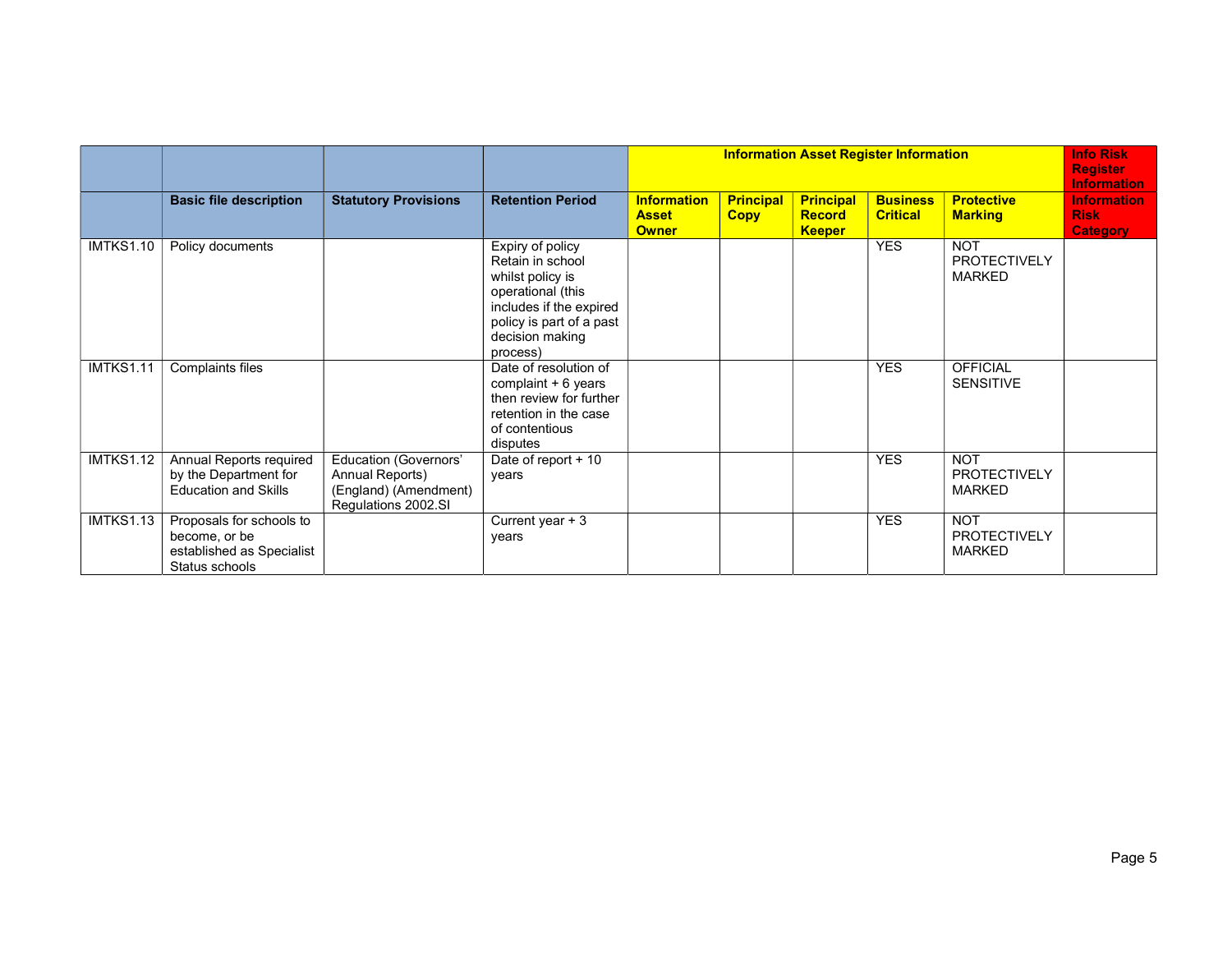| | | | | Information Asset Register Information | | | | | Info Risk Register Information |
|---|---|---|---|---|---|---|---|---|---|
| | **Basic file description** | **Statutory Provisions** | **Retention Period** | **Information Asset Owner** | **Principal Copy** | **Principal Record Keeper** | **Business Critical** | **Protective Marking** | **Information Risk Category** |
| IMTKS1.10 | Policy documents | | Expiry of policy Retain in school whilst policy is operational (this includes if the expired policy is part of a past decision making process) | | | | YES | NOT PROTECTIVELY MARKED | |
| IMTKS1.11 | Complaints files | | Date of resolution of complaint + 6 years then review for further retention in the case of contentious disputes | | | | YES | OFFICIAL SENSITIVE | |
| IMTKS1.12 | Annual Reports required by the Department for Education and Skills | Education (Governors' Annual Reports) (England) (Amendment) Regulations 2002.SI | Date of report + 10 years | | | | YES | NOT PROTECTIVELY MARKED | |
| IMTKS1.13 | Proposals for schools to become, or be established as Specialist Status schools | | Current year + 3 years | | | | YES | NOT PROTECTIVELY MARKED | |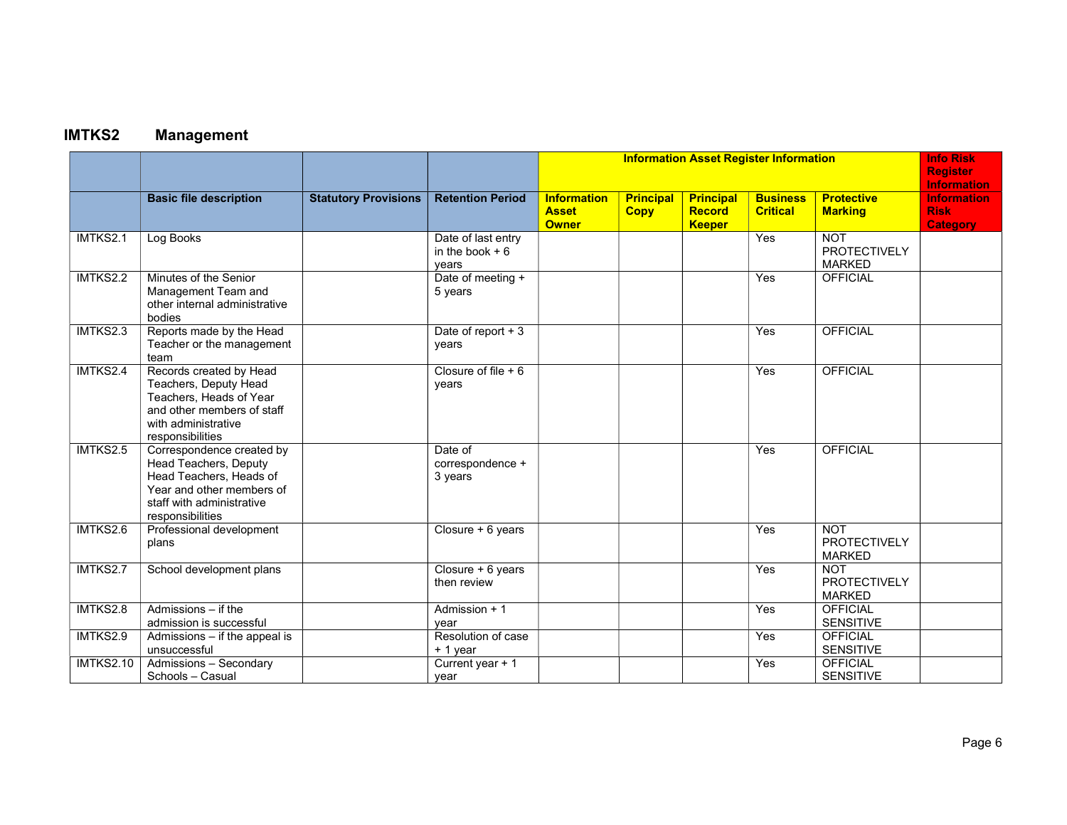## IMTKS2 Management

| | | | | Information Asset Register Information | | | | | Info Risk Register Information |
|---|---|---|---|---|---|---|---|---|---|
| | **Basic file description** | **Statutory Provisions** | **Retention Period** | **Information Asset Owner** | **Principal Copy** | **Principal Record Keeper** | **Business Critical** | **Protective Marking** | **Information Risk Category** |
| IMTKS2.1 | Log Books | | Date of last entry in the book + 6 years | | | | Yes | NOT PROTECTIVELY MARKED | |
| IMTKS2.2 | Minutes of the Senior Management Team and other internal administrative bodies | | Date of meeting + 5 years | | | | Yes | OFFICIAL | |
| IMTKS2.3 | Reports made by the Head Teacher or the management team | | Date of report + 3 years | | | | Yes | OFFICIAL | |
| IMTKS2.4 | Records created by Head Teachers, Deputy Head Teachers, Heads of Year and other members of staff with administrative responsibilities | | Closure of file + 6 years | | | | Yes | OFFICIAL | |
| IMTKS2.5 | Correspondence created by Head Teachers, Deputy Head Teachers, Heads of Year and other members of staff with administrative responsibilities | | Date of correspondence + 3 years | | | | Yes | OFFICIAL | |
| IMTKS2.6 | Professional development plans | | Closure + 6 years | | | | Yes | NOT PROTECTIVELY MARKED | |
| IMTKS2.7 | School development plans | | Closure + 6 years then review | | | | Yes | NOT PROTECTIVELY MARKED | |
| IMTKS2.8 | Admissions – if the admission is successful | | Admission + 1 year | | | | Yes | OFFICIAL SENSITIVE | |
| IMTKS2.9 | Admissions – if the appeal is unsuccessful | | Resolution of case + 1 year | | | | Yes | OFFICIAL SENSITIVE | |
| IMTKS2.10 | Admissions – Secondary Schools – Casual | | Current year + 1 year | | | | Yes | OFFICIAL SENSITIVE | |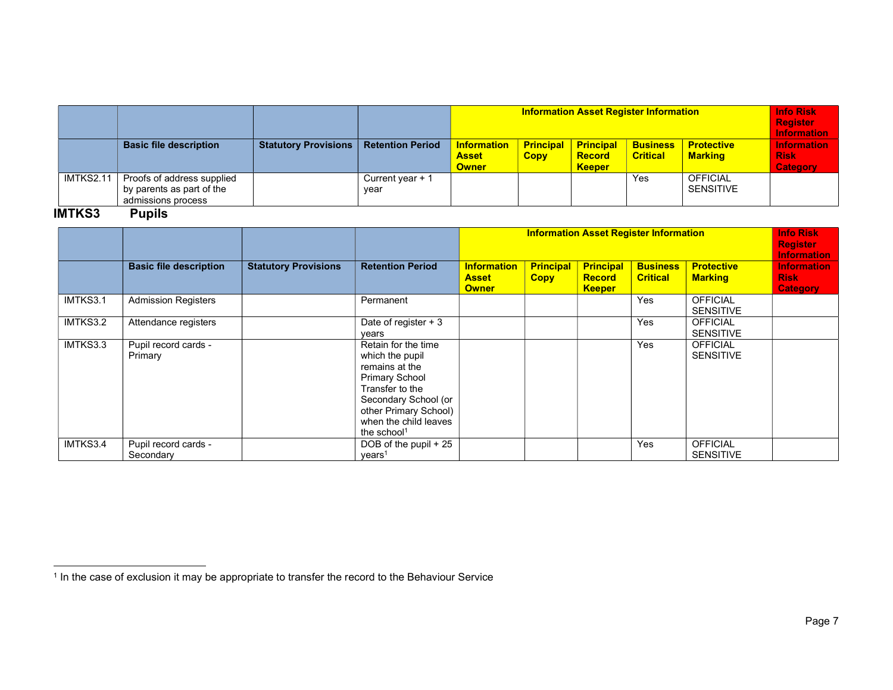| | | | | Information Asset Register Information | | | | | Info Risk Register Information |
|---|---|---|---|---|---|---|---|---|---|
| | Basic file description | Statutory Provisions | Retention Period | Information Asset Owner | Principal Copy | Principal Record Keeper | Business Critical | Protective Marking | Information Risk Category |
| IMTKS2.11 | Proofs of address supplied by parents as part of the admissions process | | Current year + 1 year | | | | Yes | OFFICIAL SENSITIVE | |

## IMTKS3 Pupils

| | | | | Information Asset Register Information | | | | | Info Risk Register Information |
|---|---|---|---|---|---|---|---|---|---|
| | Basic file description | Statutory Provisions | Retention Period | Information Asset Owner | Principal Copy | Principal Record Keeper | Business Critical | Protective Marking | Information Risk Category |
| IMTKS3.1 | Admission Registers | | Permanent | | | | Yes | OFFICIAL SENSITIVE | |
| IMTKS3.2 | Attendance registers | | Date of register + 3 years | | | | Yes | OFFICIAL SENSITIVE | |
| IMTKS3.3 | Pupil record cards - Primary | | Retain for the time which the pupil remains at the Primary School Transfer to the Secondary School (or other Primary School) when the child leaves the school[1] | | | | Yes | OFFICIAL SENSITIVE | |
| IMTKS3.4 | Pupil record cards - Secondary | | DOB of the pupil + 25 years[1] | | | | Yes | OFFICIAL SENSITIVE | |

[1] In the case of exclusion it may be appropriate to transfer the record to the Behaviour Service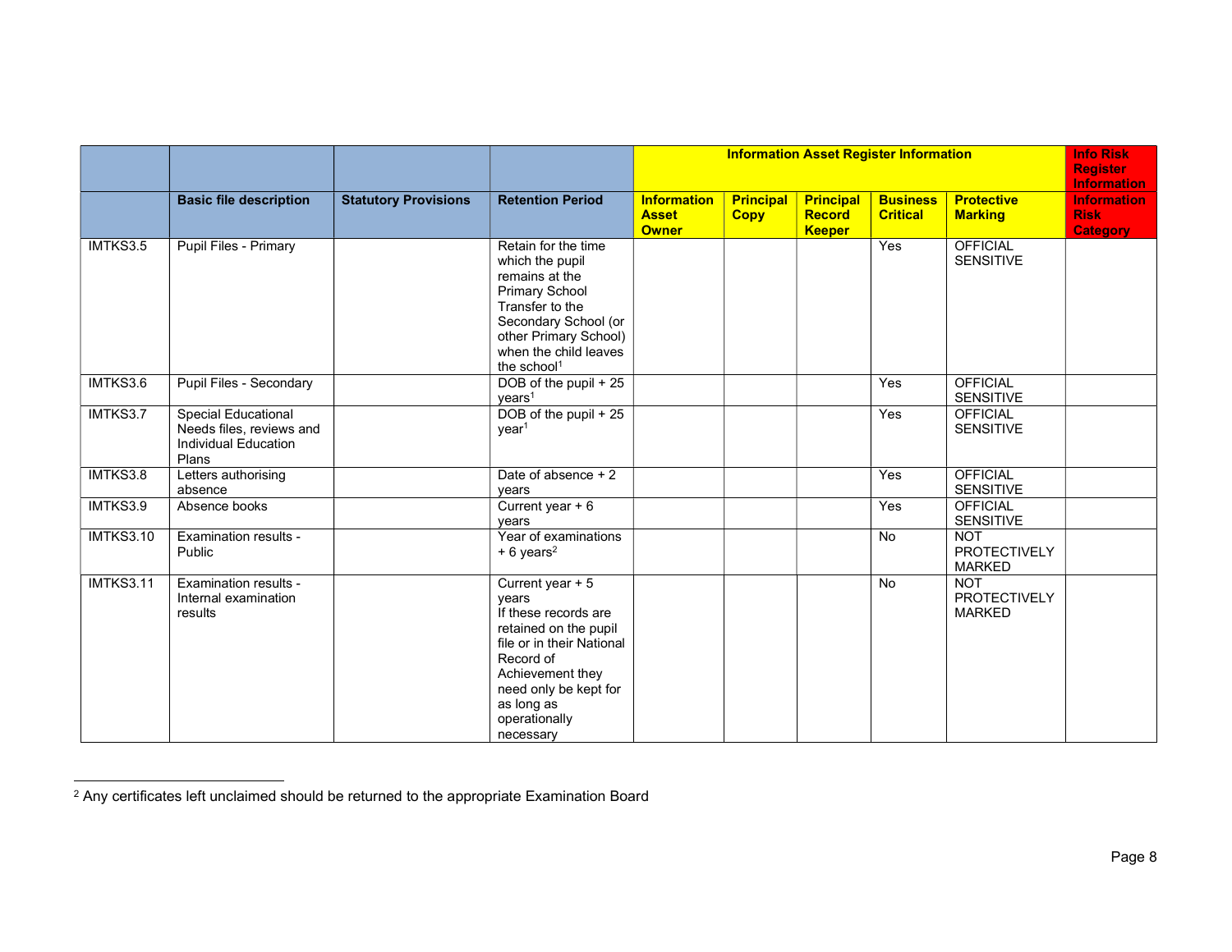| | | | | Information Asset Register Information | | | | | Info Risk Register Information |
|---|---|---|---|---|---|---|---|---|---|
| | Basic file description | Statutory Provisions | Retention Period | Information Asset Owner | Principal Copy | Principal Record Keeper | Business Critical | Protective Marking | Information Risk Category |
| IMTKS3.5 | Pupil Files - Primary | | Retain for the time which the pupil remains at the Primary School Transfer to the Secondary School (or other Primary School) when the child leaves the school[1] | | | | Yes | OFFICIAL SENSITIVE | |
| IMTKS3.6 | Pupil Files - Secondary | | DOB of the pupil + 25 years[1] | | | | Yes | OFFICIAL SENSITIVE | |
| IMTKS3.7 | Special Educational Needs files, reviews and Individual Education Plans | | DOB of the pupil + 25 year[1] | | | | Yes | OFFICIAL SENSITIVE | |
| IMTKS3.8 | Letters authorising absence | | Date of absence + 2 years | | | | Yes | OFFICIAL SENSITIVE | |
| IMTKS3.9 | Absence books | | Current year + 6 years | | | | Yes | OFFICIAL SENSITIVE | |
| IMTKS3.10 | Examination results - Public | | Year of examinations + 6 years[2] | | | | No | NOT PROTECTIVELY MARKED | |
| IMTKS3.11 | Examination results - Internal examination results | | Current year + 5 years If these records are retained on the pupil file or in their National Record of Achievement they need only be kept for as long as operationally necessary | | | | No | NOT PROTECTIVELY MARKED | |

[2] Any certificates left unclaimed should be returned to the appropriate Examination Board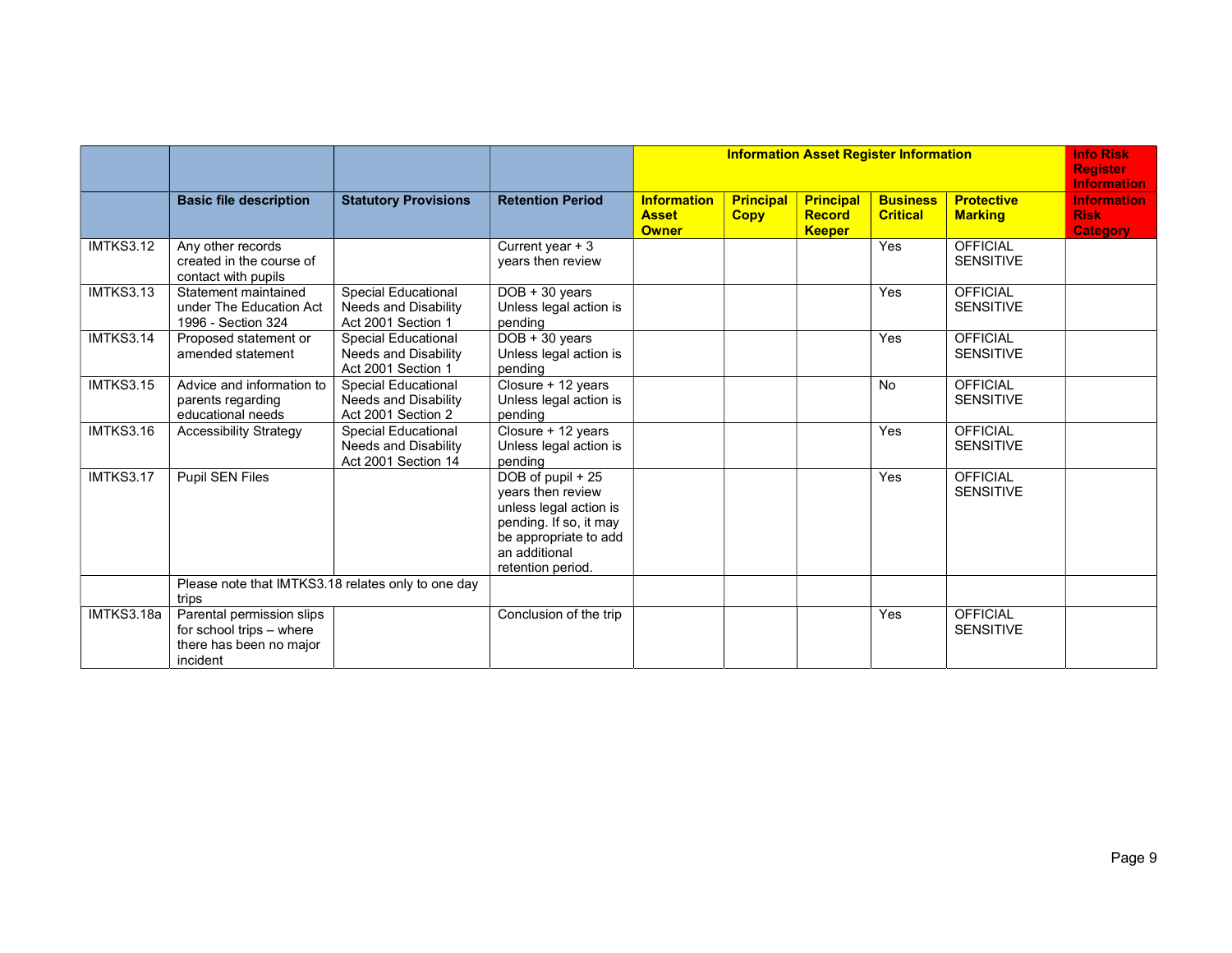| | | | | Information Asset Register Information | | | | | Info Risk Register Information |
|---|---|---|---|---|---|---|---|---|---|
| | **Basic file description** | **Statutory Provisions** | **Retention Period** | **Information Asset Owner** | **Principal Copy** | **Principal Record Keeper** | **Business Critical** | **Protective Marking** | **Information Risk Category** |
| IMTKS3.12 | Any other records created in the course of contact with pupils | | Current year + 3 years then review | | | | Yes | OFFICIAL SENSITIVE | |
| IMTKS3.13 | Statement maintained under The Education Act 1996 - Section 324 | Special Educational Needs and Disability Act 2001 Section 1 | DOB + 30 years Unless legal action is pending | | | | Yes | OFFICIAL SENSITIVE | |
| IMTKS3.14 | Proposed statement or amended statement | Special Educational Needs and Disability Act 2001 Section 1 | DOB + 30 years Unless legal action is pending | | | | Yes | OFFICIAL SENSITIVE | |
| IMTKS3.15 | Advice and information to parents regarding educational needs | Special Educational Needs and Disability Act 2001 Section 2 | Closure + 12 years Unless legal action is pending | | | | No | OFFICIAL SENSITIVE | |
| IMTKS3.16 | Accessibility Strategy | Special Educational Needs and Disability Act 2001 Section 14 | Closure + 12 years Unless legal action is pending | | | | Yes | OFFICIAL SENSITIVE | |
| IMTKS3.17 | Pupil SEN Files | | DOB of pupil + 25 years then review unless legal action is pending. If so, it may be appropriate to add an additional retention period. | | | | Yes | OFFICIAL SENSITIVE | |
| | Please note that IMTKS3.18 relates only to one day trips | | | | | | | | |
| IMTKS3.18a | Parental permission slips for school trips – where there has been no major incident | | Conclusion of the trip | | | | Yes | OFFICIAL SENSITIVE | |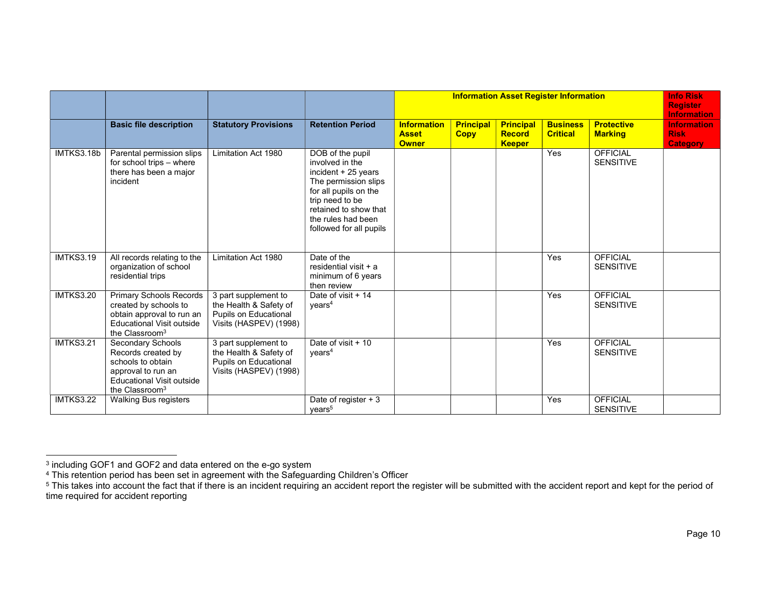| | | | | Information Asset Register Information | | | | | Info Risk Register Information |
|---|---|---|---|---|---|---|---|---|---|
| | Basic file description | Statutory Provisions | Retention Period | Information Asset Owner | Principal Copy | Principal Record Keeper | Business Critical | Protective Marking | Information Risk Category |
| IMTKS3.18b | Parental permission slips for school trips – where there has been a major incident | Limitation Act 1980 | DOB of the pupil involved in the incident + 25 years The permission slips for all pupils on the trip need to be retained to show that the rules had been followed for all pupils | | | | Yes | OFFICIAL SENSITIVE | |
| IMTKS3.19 | All records relating to the organization of school residential trips | Limitation Act 1980 | Date of the residential visit + a minimum of 6 years then review | | | | Yes | OFFICIAL SENSITIVE | |
| IMTKS3.20 | Primary Schools Records created by schools to obtain approval to run an Educational Visit outside the Classroom[3] | 3 part supplement to the Health & Safety of Pupils on Educational Visits (HASPEV) (1998) | Date of visit + 14 years[4] | | | | Yes | OFFICIAL SENSITIVE | |
| IMTKS3.21 | Secondary Schools Records created by schools to obtain approval to run an Educational Visit outside the Classroom[3] | 3 part supplement to the Health & Safety of Pupils on Educational Visits (HASPEV) (1998) | Date of visit + 10 years[4] | | | | Yes | OFFICIAL SENSITIVE | |
| IMTKS3.22 | Walking Bus registers | | Date of register + 3 years[5] | | | | Yes | OFFICIAL SENSITIVE | |

[3] including GOF1 and GOF2 and data entered on the e-go system

[4] This retention period has been set in agreement with the Safeguarding Children's Officer

[5] This takes into account the fact that if there is an incident requiring an accident report the register will be submitted with the accident report and kept for the period of time required for accident reporting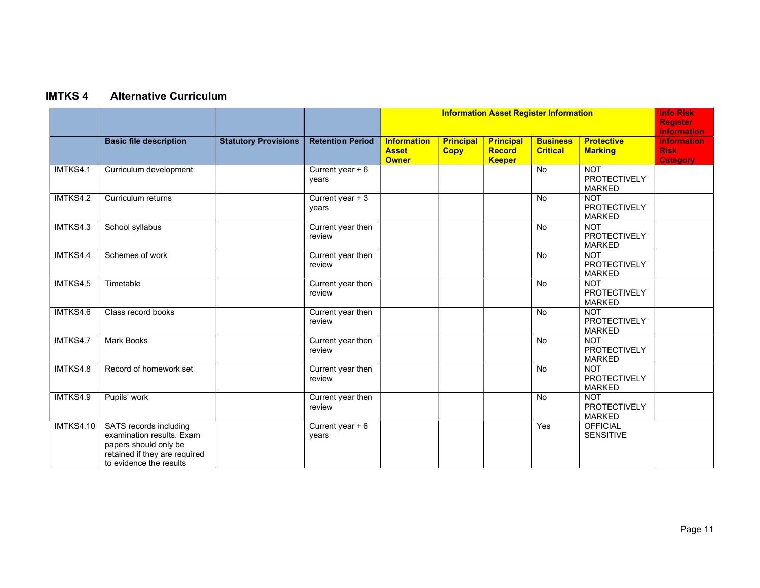## IMTKS 4 Alternative Curriculum

| | | | | Information Asset Register Information | | | | | Info Risk Register Information |
|---|---|---|---|---|---|---|---|---|---|
| | Basic file description | Statutory Provisions | Retention Period | Information Asset Owner | Principal Copy | Principal Record Keeper | Business Critical | Protective Marking | Information Risk Category |
| IMTKS4.1 | Curriculum development | | Current year + 6 years | | | | No | NOT PROTECTIVELY MARKED | |
| IMTKS4.2 | Curriculum returns | | Current year + 3 years | | | | No | NOT PROTECTIVELY MARKED | |
| IMTKS4.3 | School syllabus | | Current year then review | | | | No | NOT PROTECTIVELY MARKED | |
| IMTKS4.4 | Schemes of work | | Current year then review | | | | No | NOT PROTECTIVELY MARKED | |
| IMTKS4.5 | Timetable | | Current year then review | | | | No | NOT PROTECTIVELY MARKED | |
| IMTKS4.6 | Class record books | | Current year then review | | | | No | NOT PROTECTIVELY MARKED | |
| IMTKS4.7 | Mark Books | | Current year then review | | | | No | NOT PROTECTIVELY MARKED | |
| IMTKS4.8 | Record of homework set | | Current year then review | | | | No | NOT PROTECTIVELY MARKED | |
| IMTKS4.9 | Pupils' work | | Current year then review | | | | No | NOT PROTECTIVELY MARKED | |
| IMTKS4.10 | SATS records including examination results. Exam papers should only be retained if they are required to evidence the results | | Current year + 6 years | | | | Yes | OFFICIAL SENSITIVE | |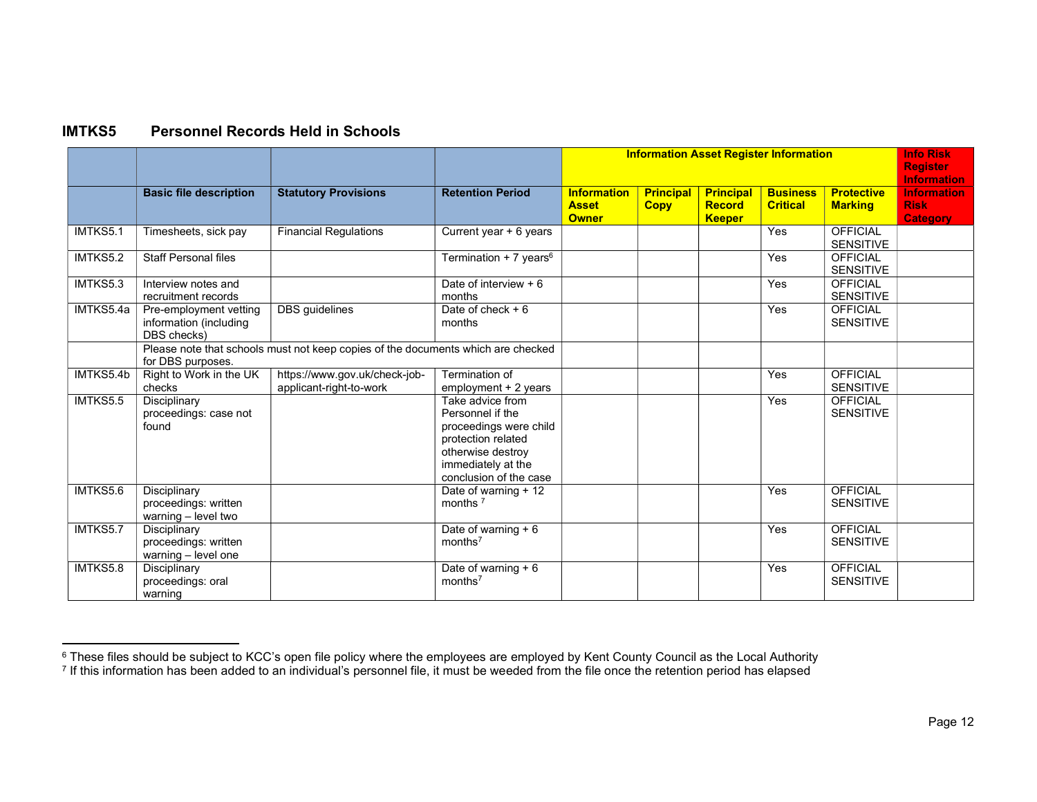## IMTKS5 Personnel Records Held in Schools

| | | | | Information Asset Register Information | | | | | Info Risk Register Information |
|---|---|---|---|---|---|---|---|---|---|
| | **Basic file description** | **Statutory Provisions** | **Retention Period** | **Information Asset Owner** | **Principal Copy** | **Principal Record Keeper** | **Business Critical** | **Protective Marking** | **Information Risk Category** |
| IMTKS5.1 | Timesheets, sick pay | Financial Regulations | Current year + 6 years | | | | Yes | OFFICIAL SENSITIVE | |
| IMTKS5.2 | Staff Personal files | | Termination + 7 years[6] | | | | Yes | OFFICIAL SENSITIVE | |
| IMTKS5.3 | Interview notes and recruitment records | | Date of interview + 6 months | | | | Yes | OFFICIAL SENSITIVE | |
| IMTKS5.4a | Pre-employment vetting information (including DBS checks) | DBS guidelines | Date of check + 6 months | | | | Yes | OFFICIAL SENSITIVE | |
| | Please note that schools must not keep copies of the documents which are checked for DBS purposes. | | | | | | | | |
| IMTKS5.4b | Right to Work in the UK checks | https://www.gov.uk/check-job-applicant-right-to-work | Termination of employment + 2 years | | | | Yes | OFFICIAL SENSITIVE | |
| IMTKS5.5 | Disciplinary proceedings: case not found | | Take advice from Personnel if the proceedings were child protection related otherwise destroy immediately at the conclusion of the case | | | | Yes | OFFICIAL SENSITIVE | |
| IMTKS5.6 | Disciplinary proceedings: written warning – level two | | Date of warning + 12 months [7] | | | | Yes | OFFICIAL SENSITIVE | |
| IMTKS5.7 | Disciplinary proceedings: written warning – level one | | Date of warning + 6 months[7] | | | | Yes | OFFICIAL SENSITIVE | |
| IMTKS5.8 | Disciplinary proceedings: oral warning | | Date of warning + 6 months[7] | | | | Yes | OFFICIAL SENSITIVE | |

[6] These files should be subject to KCC's open file policy where the employees are employed by Kent County Council as the Local Authority

[7] If this information has been added to an individual's personnel file, it must be weeded from the file once the retention period has elapsed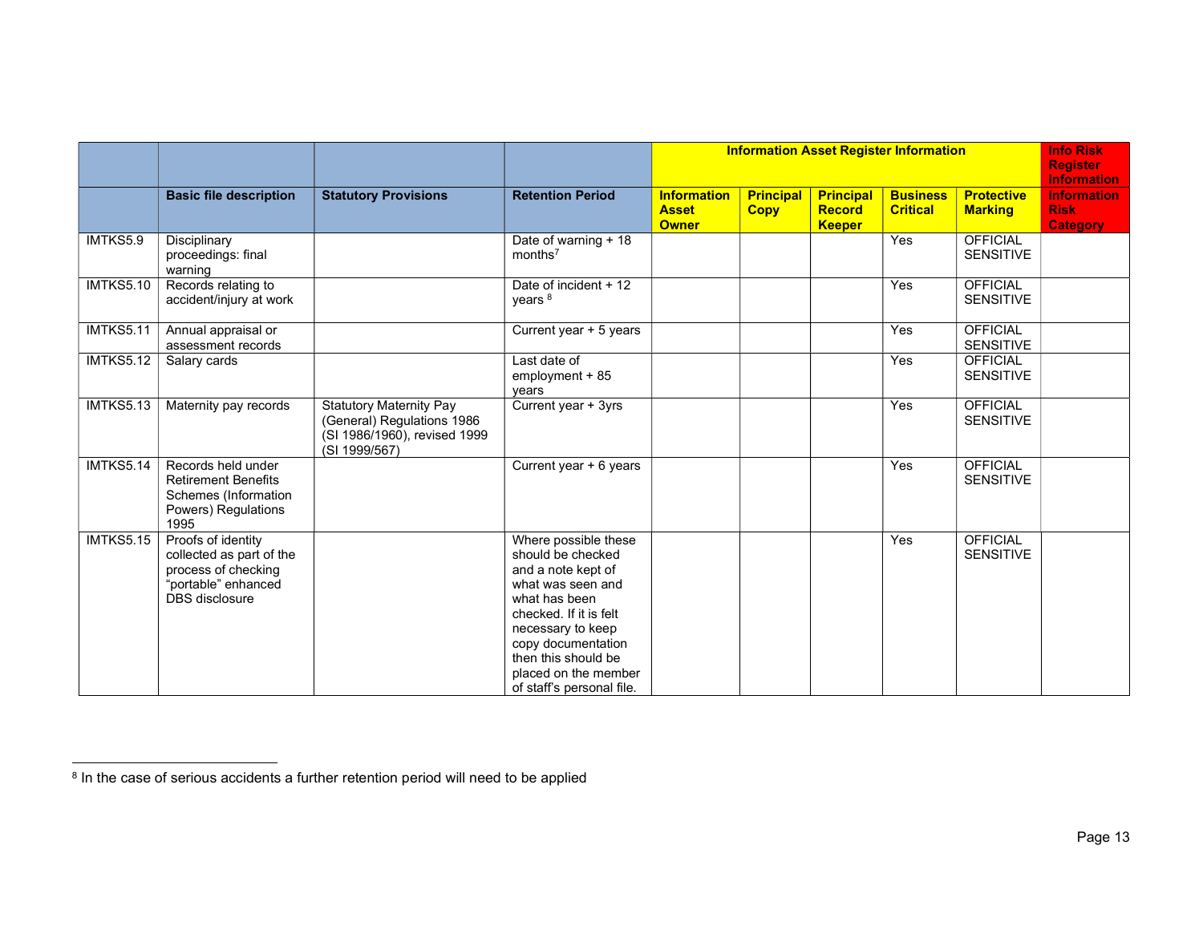| | | | | Information Asset Register Information | | | | | Info Risk Register Information |
|---|---|---|---|---|---|---|---|---|---|
| | **Basic file description** | **Statutory Provisions** | **Retention Period** | **Information Asset Owner** | **Principal Copy** | **Principal Record Keeper** | **Business Critical** | **Protective Marking** | **Information Risk Category** |
| IMTKS5.9 | Disciplinary proceedings: final warning | | Date of warning + 18 months[7] | | | | Yes | OFFICIAL SENSITIVE | |
| IMTKS5.10 | Records relating to accident/injury at work | | Date of incident + 12 years [8] | | | | Yes | OFFICIAL SENSITIVE | |
| IMTKS5.11 | Annual appraisal or assessment records | | Current year + 5 years | | | | Yes | OFFICIAL SENSITIVE | |
| IMTKS5.12 | Salary cards | | Last date of employment + 85 years | | | | Yes | OFFICIAL SENSITIVE | |
| IMTKS5.13 | Maternity pay records | Statutory Maternity Pay (General) Regulations 1986 (SI 1986/1960), revised 1999 (SI 1999/567) | Current year + 3yrs | | | | Yes | OFFICIAL SENSITIVE | |
| IMTKS5.14 | Records held under Retirement Benefits Schemes (Information Powers) Regulations 1995 | | Current year + 6 years | | | | Yes | OFFICIAL SENSITIVE | |
| IMTKS5.15 | Proofs of identity collected as part of the process of checking "portable" enhanced DBS disclosure | | Where possible these should be checked and a note kept of what was seen and what has been checked. If it is felt necessary to keep copy documentation then this should be placed on the member of staff's personal file. | | | | Yes | OFFICIAL SENSITIVE | |

[8] In the case of serious accidents a further retention period will need to be applied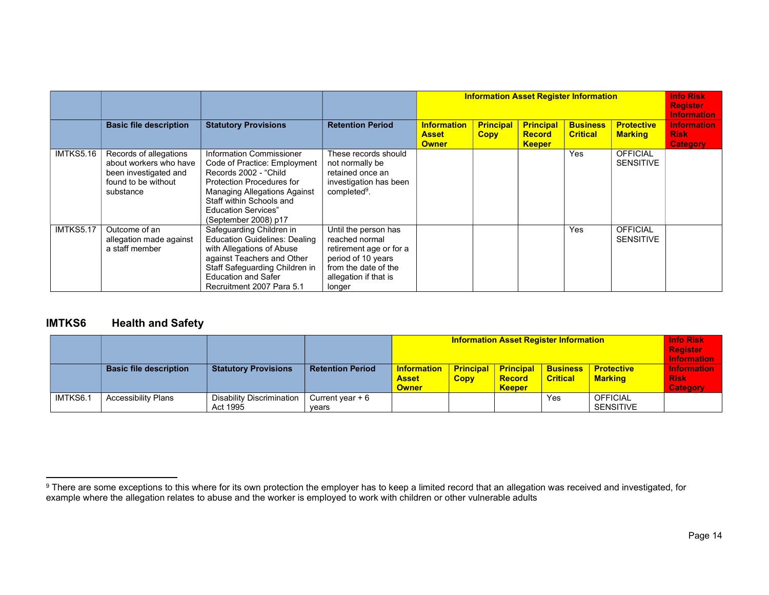| | Basic file description | Statutory Provisions | Retention Period | Information Asset Register Information | | | | | Info Risk Register Information |
|---|---|---|---|---|---|---|---|---|---|
| | | | | Information Asset Owner | Principal Copy | Principal Record Keeper | Business Critical | Protective Marking | Information Risk Category |
| IMTKS5.16 | Records of allegations about workers who have been investigated and found to be without substance | Information Commissioner Code of Practice: Employment Records 2002 - "Child Protection Procedures for Managing Allegations Against Staff within Schools and Education Services" (September 2008) p17 | These records should not normally be retained once an investigation has been completed[9]. | | | | Yes | OFFICIAL SENSITIVE | |
| IMTKS5.17 | Outcome of an allegation made against a staff member | Safeguarding Children in Education Guidelines: Dealing with Allegations of Abuse against Teachers and Other Staff Safeguarding Children in Education and Safer Recruitment 2007 Para 5.1 | Until the person has reached normal retirement age or for a period of 10 years from the date of the allegation if that is longer | | | | Yes | OFFICIAL SENSITIVE | |

## IMTKS6 Health and Safety

| | Basic file description | Statutory Provisions | Retention Period | Information Asset Register Information | | | | | Info Risk Register Information |
|---|---|---|---|---|---|---|---|---|---|
| | | | | Information Asset Owner | Principal Copy | Principal Record Keeper | Business Critical | Protective Marking | Information Risk Category |
| IMTKS6.1 | Accessibility Plans | Disability Discrimination Act 1995 | Current year + 6 years | | | | Yes | OFFICIAL SENSITIVE | |

[9] There are some exceptions to this where for its own protection the employer has to keep a limited record that an allegation was received and investigated, for example where the allegation relates to abuse and the worker is employed to work with children or other vulnerable adults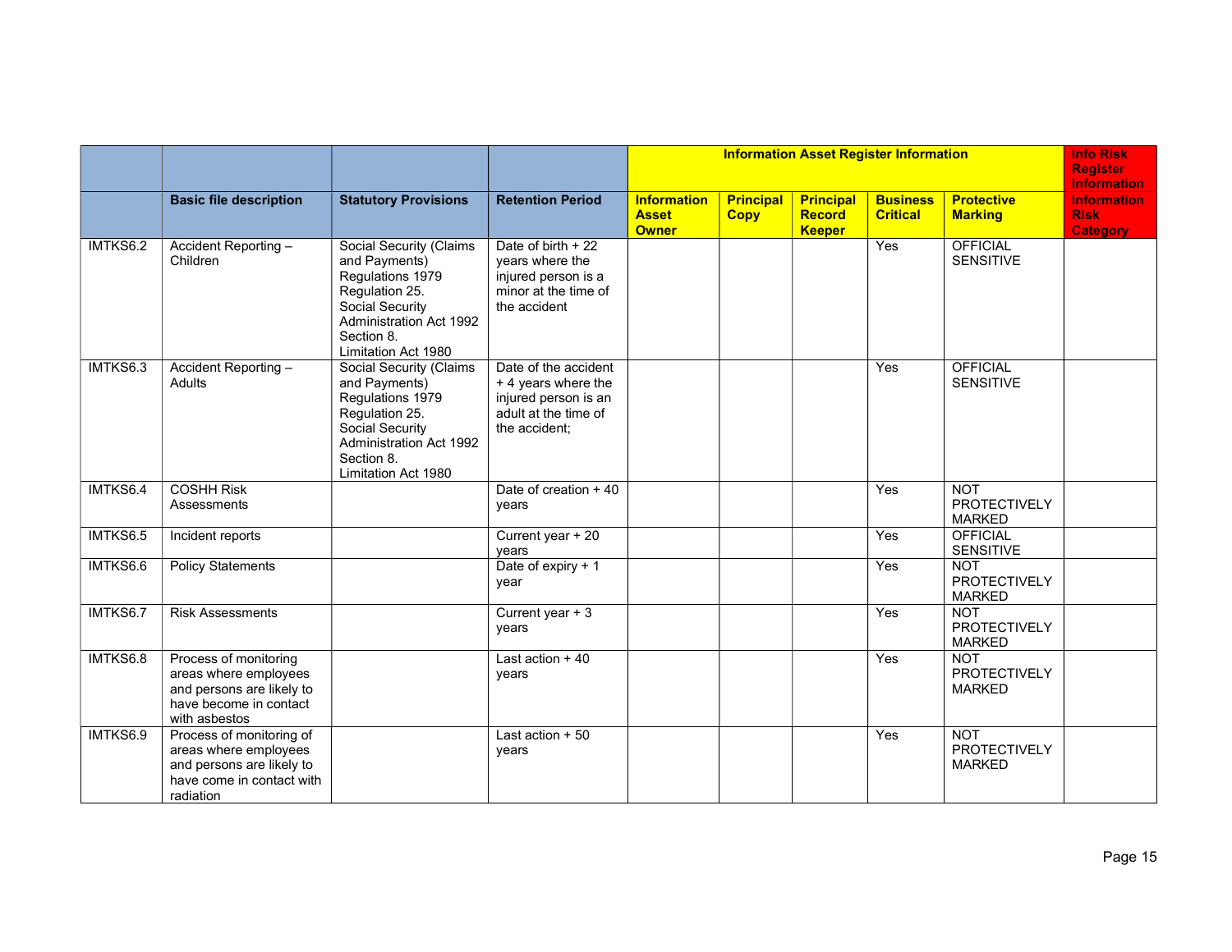| | | | | Information Asset Register Information | | | | | Info Risk Register Information |
|---|---|---|---|---|---|---|---|---|---|
| | Basic file description | Statutory Provisions | Retention Period | Information Asset Owner | Principal Copy | Principal Record Keeper | Business Critical | Protective Marking | Information Risk Category |
| IMTKS6.2 | Accident Reporting – Children | Social Security (Claims and Payments) Regulations 1979 Regulation 25. Social Security Administration Act 1992 Section 8. Limitation Act 1980 | Date of birth + 22 years where the injured person is a minor at the time of the accident | | | | Yes | OFFICIAL SENSITIVE | |
| IMTKS6.3 | Accident Reporting – Adults | Social Security (Claims and Payments) Regulations 1979 Regulation 25. Social Security Administration Act 1992 Section 8. Limitation Act 1980 | Date of the accident + 4 years where the injured person is an adult at the time of the accident; | | | | Yes | OFFICIAL SENSITIVE | |
| IMTKS6.4 | COSHH Risk Assessments | | Date of creation + 40 years | | | | Yes | NOT PROTECTIVELY MARKED | |
| IMTKS6.5 | Incident reports | | Current year + 20 years | | | | Yes | OFFICIAL SENSITIVE | |
| IMTKS6.6 | Policy Statements | | Date of expiry + 1 year | | | | Yes | NOT PROTECTIVELY MARKED | |
| IMTKS6.7 | Risk Assessments | | Current year + 3 years | | | | Yes | NOT PROTECTIVELY MARKED | |
| IMTKS6.8 | Process of monitoring areas where employees and persons are likely to have become in contact with asbestos | | Last action + 40 years | | | | Yes | NOT PROTECTIVELY MARKED | |
| IMTKS6.9 | Process of monitoring of areas where employees and persons are likely to have come in contact with radiation | | Last action + 50 years | | | | Yes | NOT PROTECTIVELY MARKED | |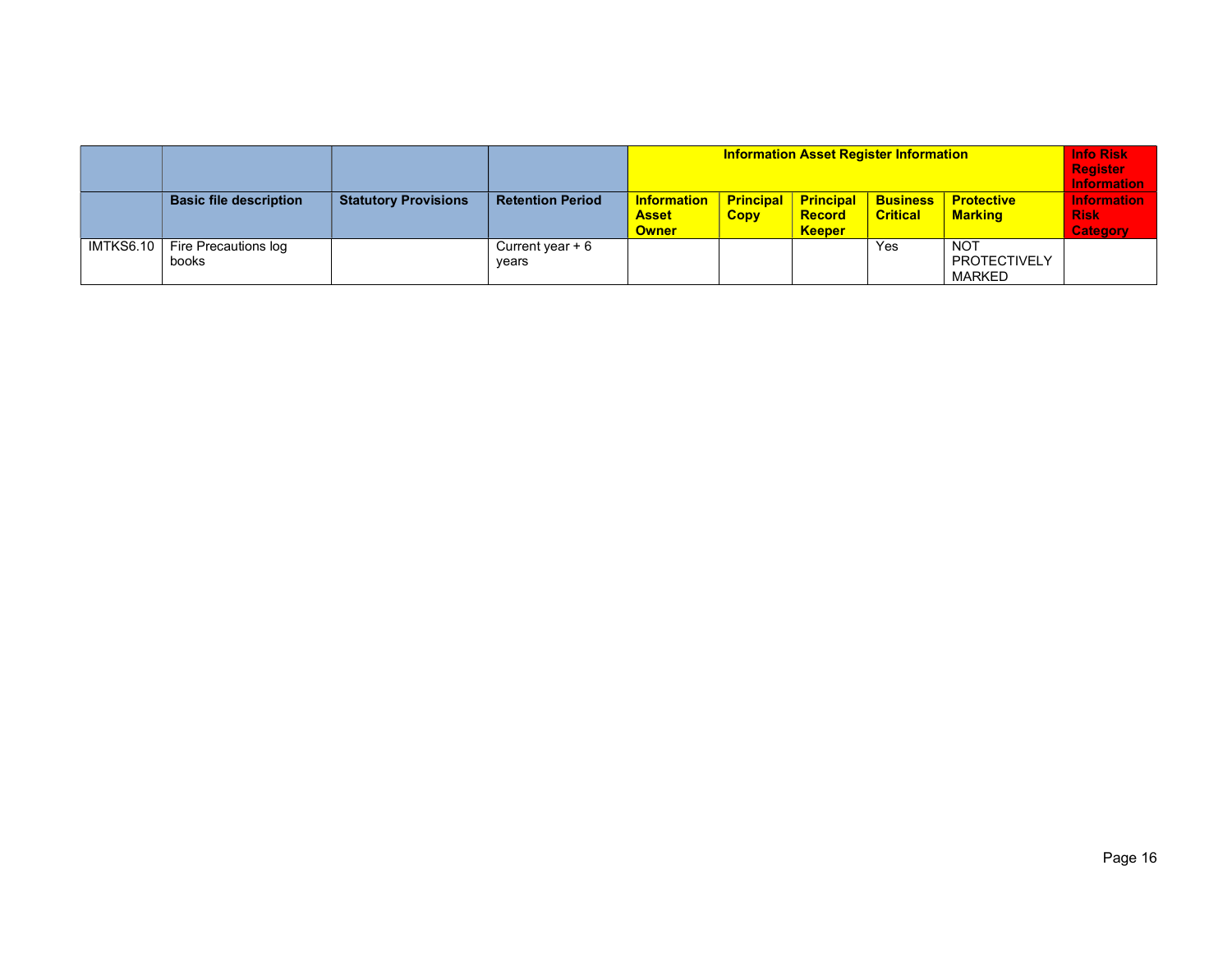| | | | | Information Asset Register Information | | | | | Info Risk Register Information |
|---|---|---|---|---|---|---|---|---|---|
| | **Basic file description** | **Statutory Provisions** | **Retention Period** | **Information Asset Owner** | **Principal Copy** | **Principal Record Keeper** | **Business Critical** | **Protective Marking** | **Information Risk Category** |
| IMTKS6.10 | Fire Precautions log books | | Current year + 6 years | | | | Yes | NOT PROTECTIVELY MARKED | |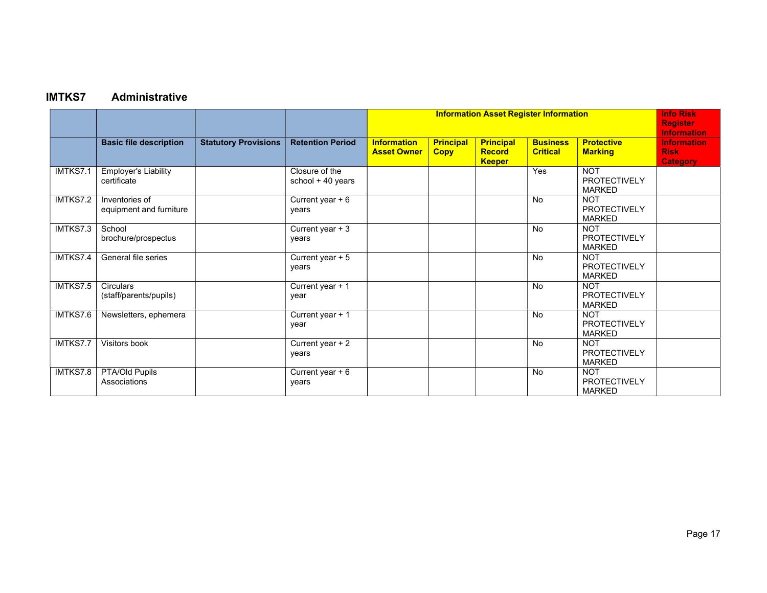## IMTKS7 Administrative

| | | | | Information Asset Register Information | | | | | Info Risk Register Information |
|---|---|---|---|---|---|---|---|---|---|
| | **Basic file description** | **Statutory Provisions** | **Retention Period** | **Information Asset Owner** | **Principal Copy** | **Principal Record Keeper** | **Business Critical** | **Protective Marking** | **Information Risk Category** |
| IMTKS7.1 | Employer's Liability certificate | | Closure of the school + 40 years | | | | Yes | NOT PROTECTIVELY MARKED | |
| IMTKS7.2 | Inventories of equipment and furniture | | Current year + 6 years | | | | No | NOT PROTECTIVELY MARKED | |
| IMTKS7.3 | School brochure/prospectus | | Current year + 3 years | | | | No | NOT PROTECTIVELY MARKED | |
| IMTKS7.4 | General file series | | Current year + 5 years | | | | No | NOT PROTECTIVELY MARKED | |
| IMTKS7.5 | Circulars (staff/parents/pupils) | | Current year + 1 year | | | | No | NOT PROTECTIVELY MARKED | |
| IMTKS7.6 | Newsletters, ephemera | | Current year + 1 year | | | | No | NOT PROTECTIVELY MARKED | |
| IMTKS7.7 | Visitors book | | Current year + 2 years | | | | No | NOT PROTECTIVELY MARKED | |
| IMTKS7.8 | PTA/Old Pupils Associations | | Current year + 6 years | | | | No | NOT PROTECTIVELY MARKED | |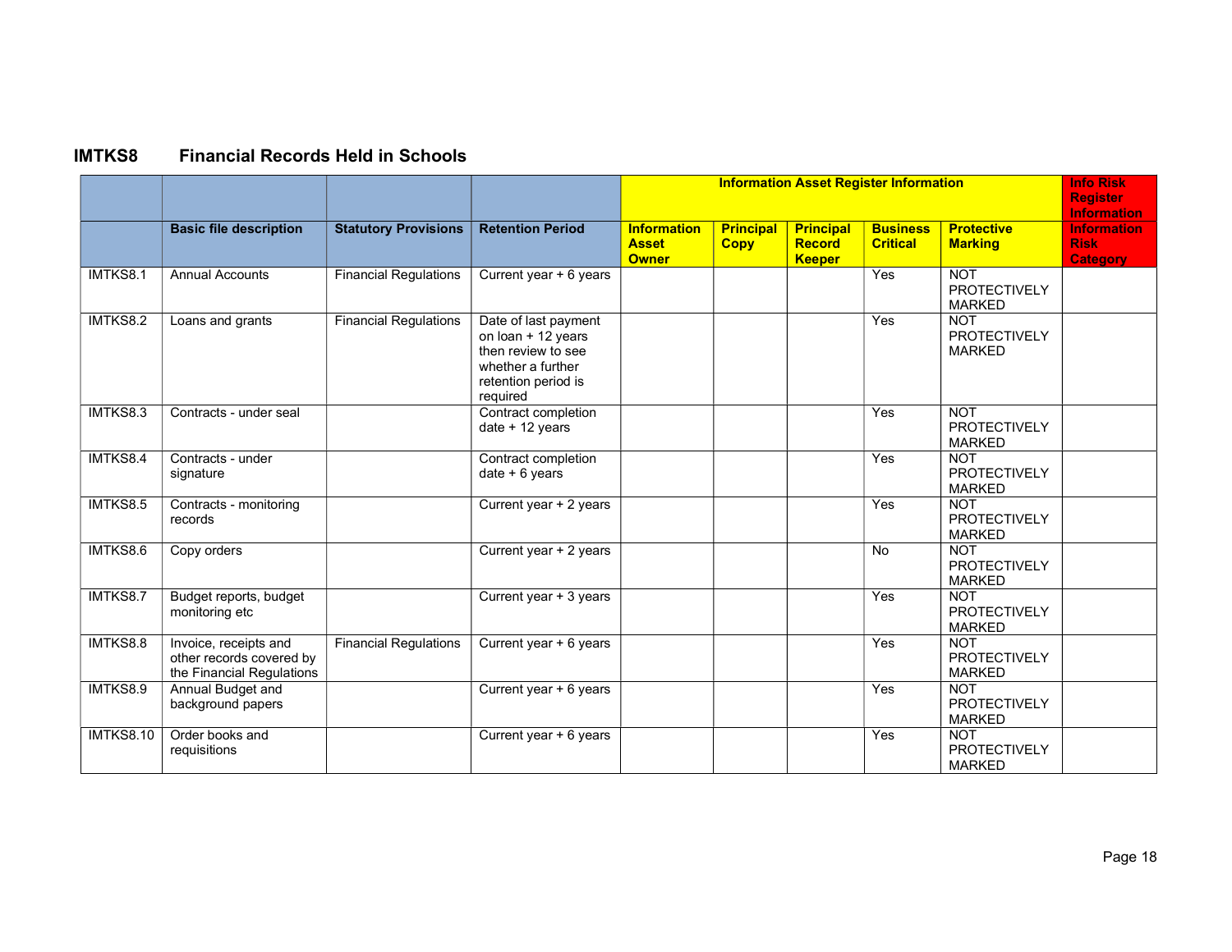## IMTKS8 Financial Records Held in Schools

| | | | | Information Asset Register Information | | | | | Info Risk Register Information |
|---|---|---|---|---|---|---|---|---|---|
| | **Basic file description** | **Statutory Provisions** | **Retention Period** | **Information Asset Owner** | **Principal Copy** | **Principal Record Keeper** | **Business Critical** | **Protective Marking** | **Information Risk Category** |
| IMTKS8.1 | Annual Accounts | Financial Regulations | Current year + 6 years | | | | Yes | NOT PROTECTIVELY MARKED | |
| IMTKS8.2 | Loans and grants | Financial Regulations | Date of last payment on loan + 12 years then review to see whether a further retention period is required | | | | Yes | NOT PROTECTIVELY MARKED | |
| IMTKS8.3 | Contracts - under seal | | Contract completion date + 12 years | | | | Yes | NOT PROTECTIVELY MARKED | |
| IMTKS8.4 | Contracts - under signature | | Contract completion date + 6 years | | | | Yes | NOT PROTECTIVELY MARKED | |
| IMTKS8.5 | Contracts - monitoring records | | Current year + 2 years | | | | Yes | NOT PROTECTIVELY MARKED | |
| IMTKS8.6 | Copy orders | | Current year + 2 years | | | | No | NOT PROTECTIVELY MARKED | |
| IMTKS8.7 | Budget reports, budget monitoring etc | | Current year + 3 years | | | | Yes | NOT PROTECTIVELY MARKED | |
| IMTKS8.8 | Invoice, receipts and other records covered by the Financial Regulations | Financial Regulations | Current year + 6 years | | | | Yes | NOT PROTECTIVELY MARKED | |
| IMTKS8.9 | Annual Budget and background papers | | Current year + 6 years | | | | Yes | NOT PROTECTIVELY MARKED | |
| IMTKS8.10 | Order books and requisitions | | Current year + 6 years | | | | Yes | NOT PROTECTIVELY MARKED | |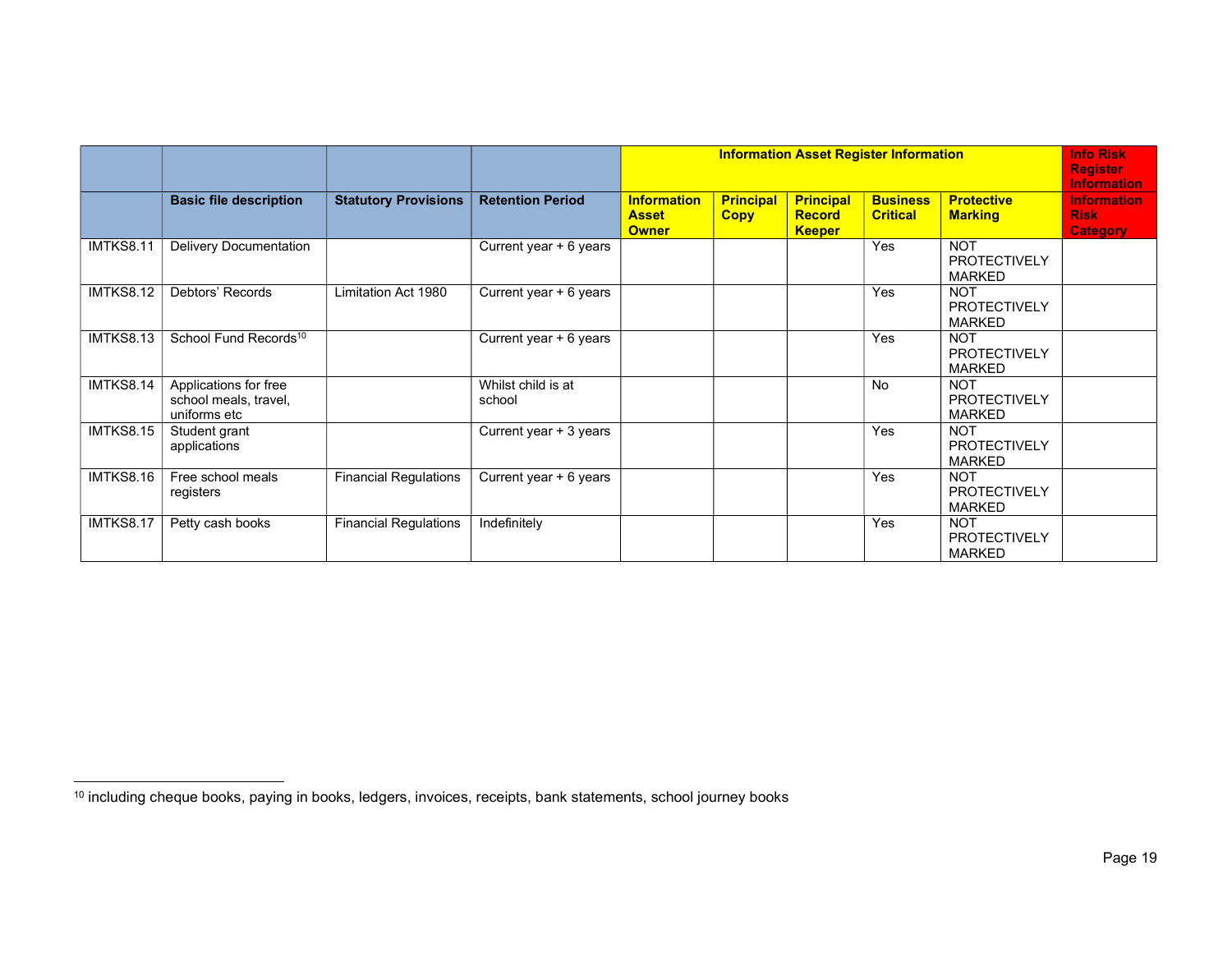| | | | | Information Asset Register Information | | | | | Info Risk Register Information |
|---|---|---|---|---|---|---|---|---|---|
| | **Basic file description** | **Statutory Provisions** | **Retention Period** | **Information Asset Owner** | **Principal Copy** | **Principal Record Keeper** | **Business Critical** | **Protective Marking** | **Information Risk Category** |
| IMTKS8.11 | Delivery Documentation | | Current year + 6 years | | | | Yes | NOT PROTECTIVELY MARKED | |
| IMTKS8.12 | Debtors' Records | Limitation Act 1980 | Current year + 6 years | | | | Yes | NOT PROTECTIVELY MARKED | |
| IMTKS8.13 | School Fund Records[10] | | Current year + 6 years | | | | Yes | NOT PROTECTIVELY MARKED | |
| IMTKS8.14 | Applications for free school meals, travel, uniforms etc | | Whilst child is at school | | | | No | NOT PROTECTIVELY MARKED | |
| IMTKS8.15 | Student grant applications | | Current year + 3 years | | | | Yes | NOT PROTECTIVELY MARKED | |
| IMTKS8.16 | Free school meals registers | Financial Regulations | Current year + 6 years | | | | Yes | NOT PROTECTIVELY MARKED | |
| IMTKS8.17 | Petty cash books | Financial Regulations | Indefinitely | | | | Yes | NOT PROTECTIVELY MARKED | |

[10] including cheque books, paying in books, ledgers, invoices, receipts, bank statements, school journey books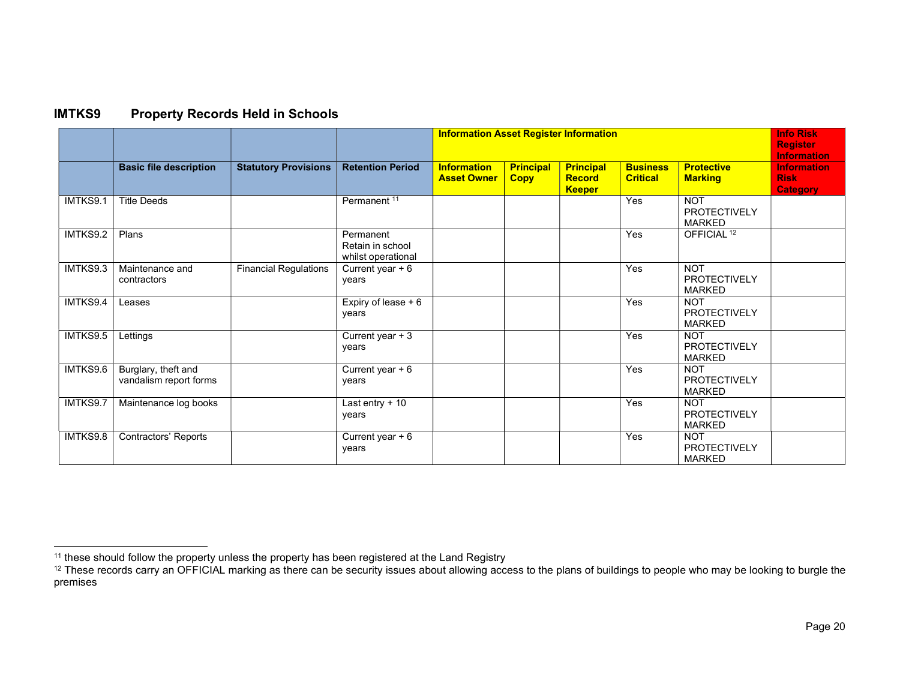## IMTKS9 Property Records Held in Schools

| | | | | Information Asset Register Information | | | | | Info Risk Register Information |
|---|---|---|---|---|---|---|---|---|---|
| | **Basic file description** | **Statutory Provisions** | **Retention Period** | **Information Asset Owner** | **Principal Copy** | **Principal Record Keeper** | **Business Critical** | **Protective Marking** | **Information Risk Category** |
| IMTKS9.1 | Title Deeds | | Permanent [11] | | | | Yes | NOT PROTECTIVELY MARKED | |
| IMTKS9.2 | Plans | | Permanent Retain in school whilst operational | | | | Yes | OFFICIAL [12] | |
| IMTKS9.3 | Maintenance and contractors | Financial Regulations | Current year + 6 years | | | | Yes | NOT PROTECTIVELY MARKED | |
| IMTKS9.4 | Leases | | Expiry of lease + 6 years | | | | Yes | NOT PROTECTIVELY MARKED | |
| IMTKS9.5 | Lettings | | Current year + 3 years | | | | Yes | NOT PROTECTIVELY MARKED | |
| IMTKS9.6 | Burglary, theft and vandalism report forms | | Current year + 6 years | | | | Yes | NOT PROTECTIVELY MARKED | |
| IMTKS9.7 | Maintenance log books | | Last entry + 10 years | | | | Yes | NOT PROTECTIVELY MARKED | |
| IMTKS9.8 | Contractors' Reports | | Current year + 6 years | | | | Yes | NOT PROTECTIVELY MARKED | |

[11] these should follow the property unless the property has been registered at the Land Registry

[12] These records carry an OFFICIAL marking as there can be security issues about allowing access to the plans of buildings to people who may be looking to burgle the premises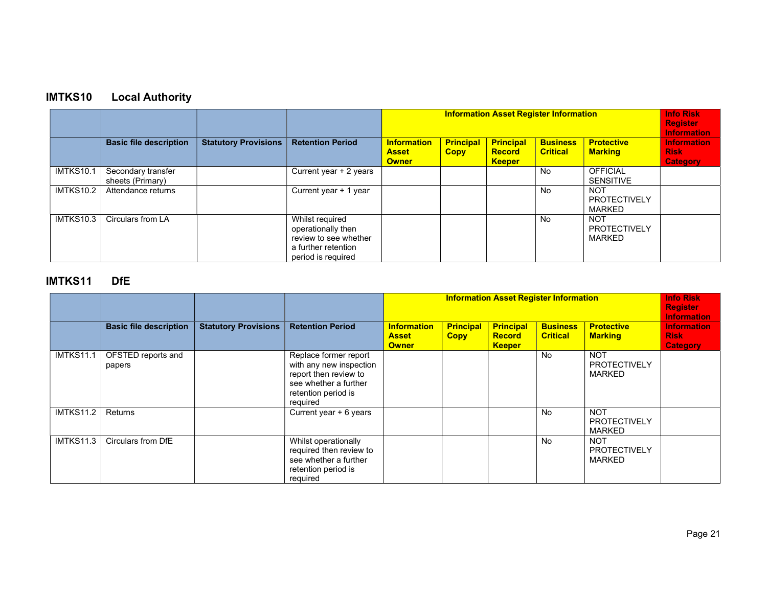## IMTKS10 Local Authority

| | | | | Information Asset Register Information | | | | | Info Risk Register Information |
|---|---|---|---|---|---|---|---|---|---|
| | Basic file description | Statutory Provisions | Retention Period | Information Asset Owner | Principal Copy | Principal Record Keeper | Business Critical | Protective Marking | Information Risk Category |
| IMTKS10.1 | Secondary transfer sheets (Primary) | | Current year + 2 years | | | | No | OFFICIAL SENSITIVE | |
| IMTKS10.2 | Attendance returns | | Current year + 1 year | | | | No | NOT PROTECTIVELY MARKED | |
| IMTKS10.3 | Circulars from LA | | Whilst required operationally then review to see whether a further retention period is required | | | | No | NOT PROTECTIVELY MARKED | |

## IMTKS11 DfE

| | | | | Information Asset Register Information | | | | | Info Risk Register Information |
|---|---|---|---|---|---|---|---|---|---|
| | Basic file description | Statutory Provisions | Retention Period | Information Asset Owner | Principal Copy | Principal Record Keeper | Business Critical | Protective Marking | Information Risk Category |
| IMTKS11.1 | OFSTED reports and papers | | Replace former report with any new inspection report then review to see whether a further retention period is required | | | | No | NOT PROTECTIVELY MARKED | |
| IMTKS11.2 | Returns | | Current year + 6 years | | | | No | NOT PROTECTIVELY MARKED | |
| IMTKS11.3 | Circulars from DfE | | Whilst operationally required then review to see whether a further retention period is required | | | | No | NOT PROTECTIVELY MARKED | |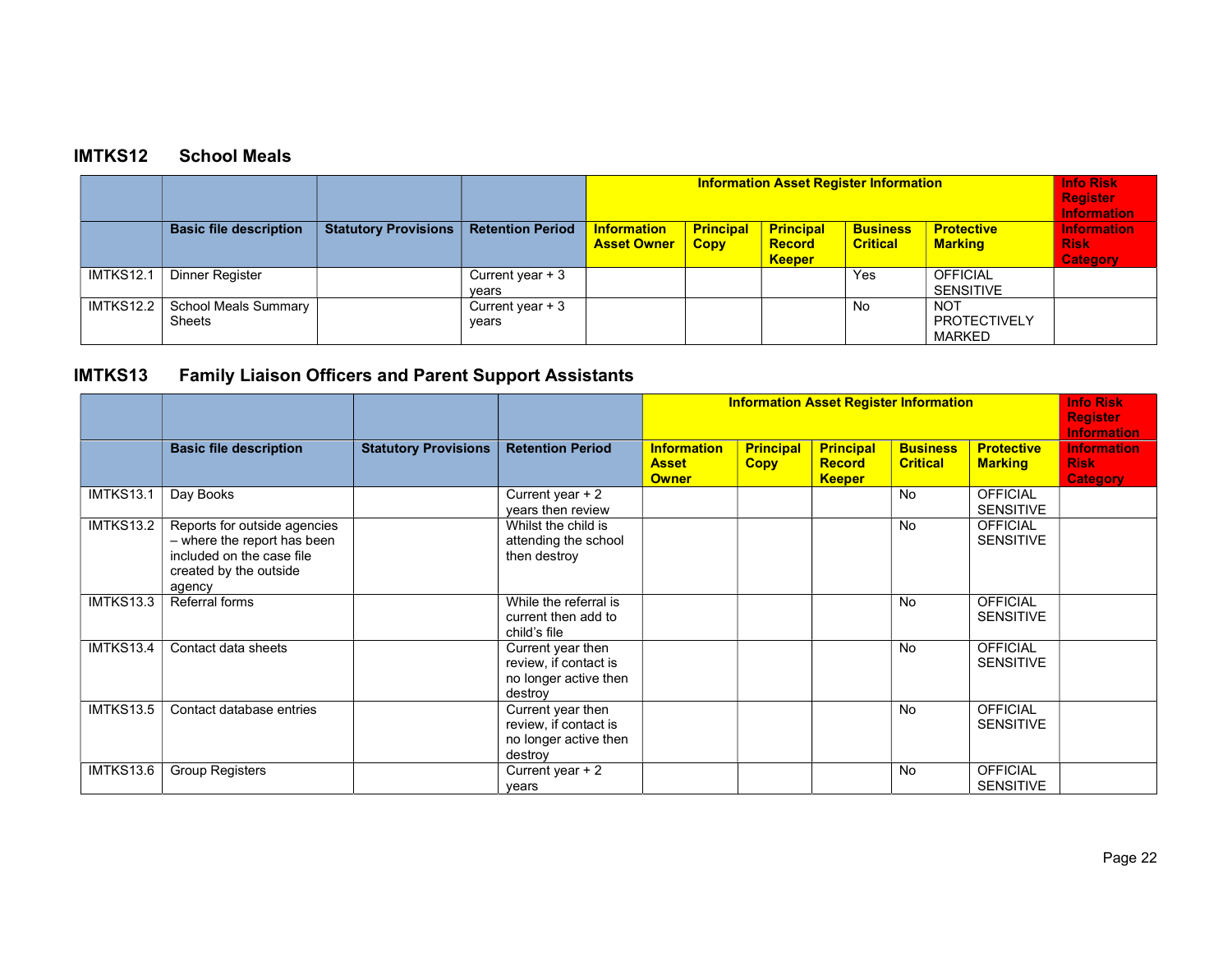## IMTKS12 School Meals

| | | | | Information Asset Register Information | | | | | Info Risk Register Information |
|---|---|---|---|---|---|---|---|---|---|
| | **Basic file description** | **Statutory Provisions** | **Retention Period** | **Information Asset Owner** | **Principal Copy** | **Principal Record Keeper** | **Business Critical** | **Protective Marking** | **Information Risk Category** |
| IMTKS12.1 | Dinner Register | | Current year + 3 years | | | | Yes | OFFICIAL SENSITIVE | |
| IMTKS12.2 | School Meals Summary Sheets | | Current year + 3 years | | | | No | NOT PROTECTIVELY MARKED | |

## IMTKS13 Family Liaison Officers and Parent Support Assistants

| | | | | Information Asset Register Information | | | | | Info Risk Register Information |
|---|---|---|---|---|---|---|---|---|---|
| | **Basic file description** | **Statutory Provisions** | **Retention Period** | **Information Asset Owner** | **Principal Copy** | **Principal Record Keeper** | **Business Critical** | **Protective Marking** | **Information Risk Category** |
| IMTKS13.1 | Day Books | | Current year + 2 years then review | | | | No | OFFICIAL SENSITIVE | |
| IMTKS13.2 | Reports for outside agencies – where the report has been included on the case file created by the outside agency | | Whilst the child is attending the school then destroy | | | | No | OFFICIAL SENSITIVE | |
| IMTKS13.3 | Referral forms | | While the referral is current then add to child's file | | | | No | OFFICIAL SENSITIVE | |
| IMTKS13.4 | Contact data sheets | | Current year then review, if contact is no longer active then destroy | | | | No | OFFICIAL SENSITIVE | |
| IMTKS13.5 | Contact database entries | | Current year then review, if contact is no longer active then destroy | | | | No | OFFICIAL SENSITIVE | |
| IMTKS13.6 | Group Registers | | Current year + 2 years | | | | No | OFFICIAL SENSITIVE | |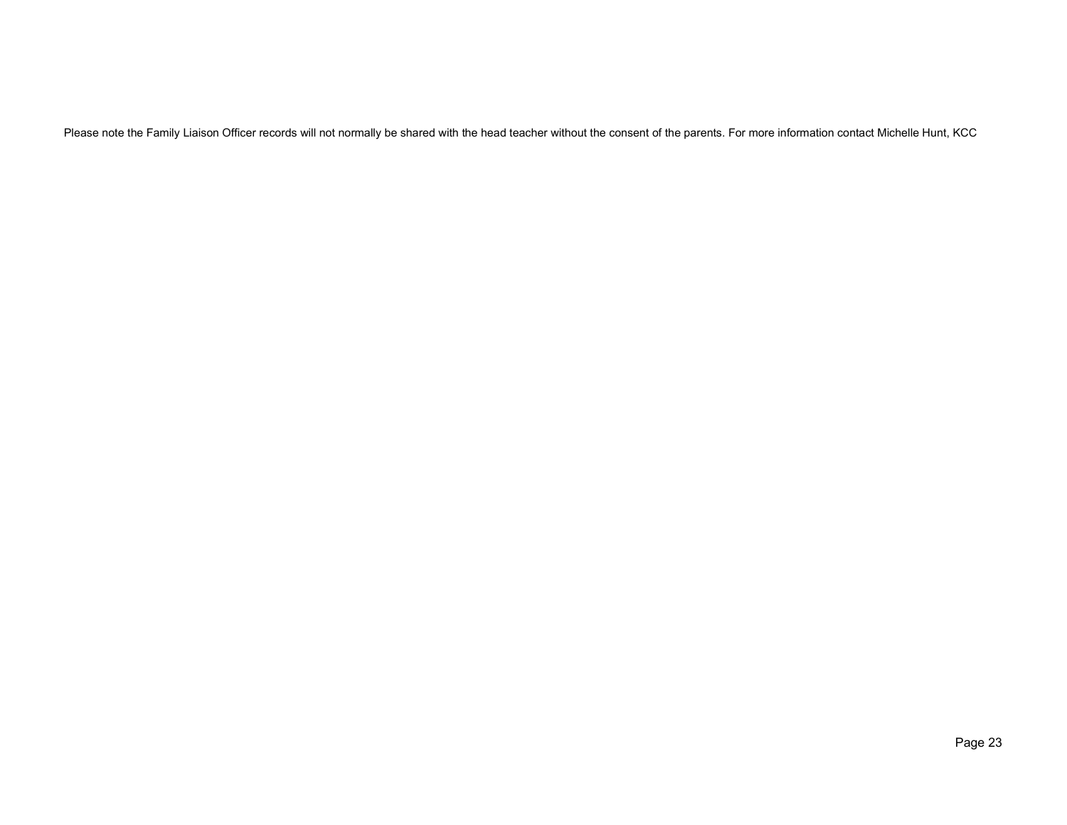Please note the Family Liaison Officer records will not normally be shared with the head teacher without the consent of the parents. For more information contact Michelle Hunt, KCC